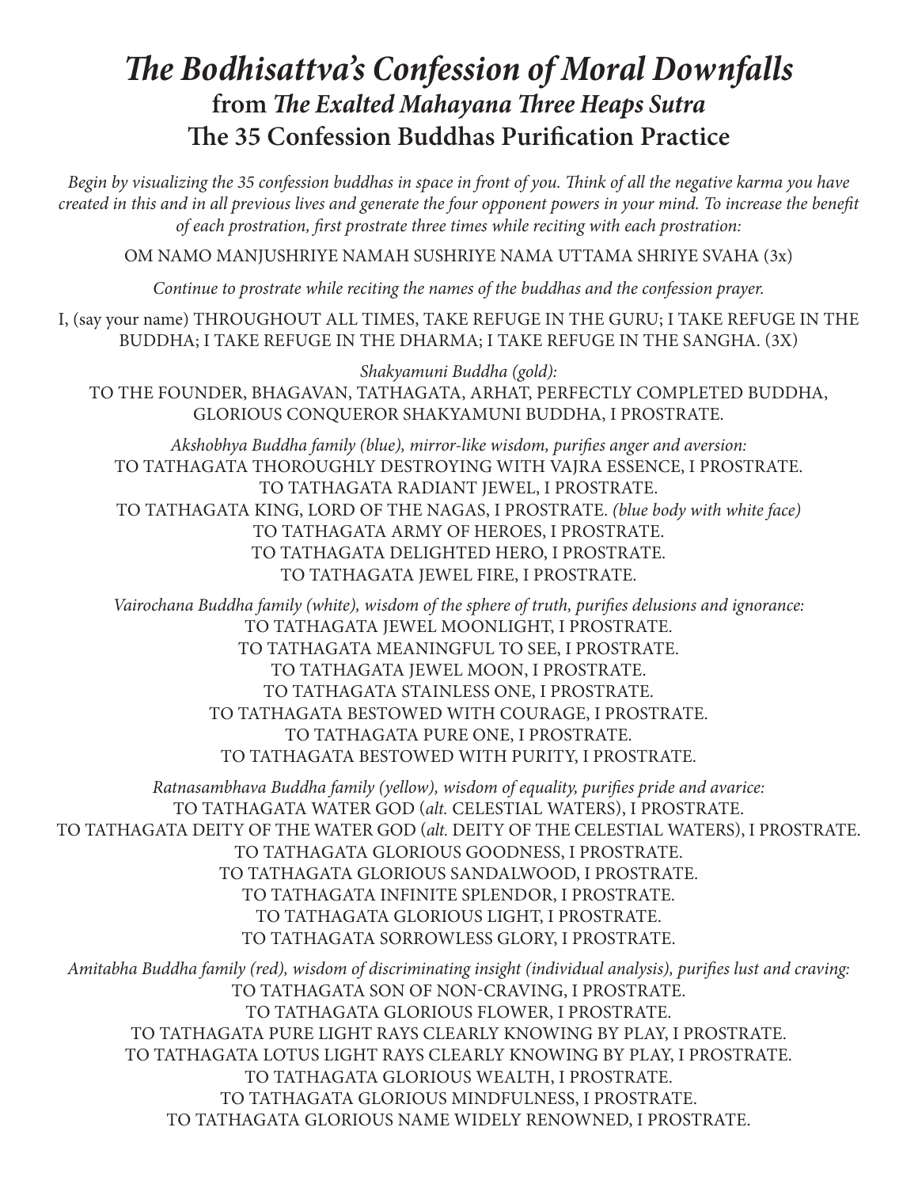# *The Bodhisattva's Confession of Moral Downfalls*
## from *The Exalted Mahayana Three Heaps Sutra*
## The 35 Confession Buddhas Purification Practice

*Begin by visualizing the 35 confession buddhas in space in front of you. Think of all the negative karma you have created in this and in all previous lives and generate the four opponent powers in your mind. To increase the benefit of each prostration, first prostrate three times while reciting with each prostration:*

OM NAMO MANJUSHRIYE NAMAH SUSHRIYE NAMA UTTAMA SHRIYE SVAHA (3x)

*Continue to prostrate while reciting the names of the buddhas and the confession prayer.*

I, (say your name) THROUGHOUT ALL TIMES, TAKE REFUGE IN THE GURU; I TAKE REFUGE IN THE BUDDHA; I TAKE REFUGE IN THE DHARMA; I TAKE REFUGE IN THE SANGHA. (3X)

*Shakyamuni Buddha (gold):*
TO THE FOUNDER, BHAGAVAN, TATHAGATA, ARHAT, PERFECTLY COMPLETED BUDDHA, GLORIOUS CONQUEROR SHAKYAMUNI BUDDHA, I PROSTRATE.

*Akshobhya Buddha family (blue), mirror-like wisdom, purifies anger and aversion:*
TO TATHAGATA THOROUGHLY DESTROYING WITH VAJRA ESSENCE, I PROSTRATE.
TO TATHAGATA RADIANT JEWEL, I PROSTRATE.
TO TATHAGATA KING, LORD OF THE NAGAS, I PROSTRATE. *(blue body with white face)*
TO TATHAGATA ARMY OF HEROES, I PROSTRATE.
TO TATHAGATA DELIGHTED HERO, I PROSTRATE.
TO TATHAGATA JEWEL FIRE, I PROSTRATE.

*Vairochana Buddha family (white), wisdom of the sphere of truth, purifies delusions and ignorance:*
TO TATHAGATA JEWEL MOONLIGHT, I PROSTRATE.
TO TATHAGATA MEANINGFUL TO SEE, I PROSTRATE.
TO TATHAGATA JEWEL MOON, I PROSTRATE.
TO TATHAGATA STAINLESS ONE, I PROSTRATE.
TO TATHAGATA BESTOWED WITH COURAGE, I PROSTRATE.
TO TATHAGATA PURE ONE, I PROSTRATE.
TO TATHAGATA BESTOWED WITH PURITY, I PROSTRATE.

*Ratnasambhava Buddha family (yellow), wisdom of equality, purifies pride and avarice:*
TO TATHAGATA WATER GOD (*alt.* CELESTIAL WATERS), I PROSTRATE.
TO TATHAGATA DEITY OF THE WATER GOD (*alt.* DEITY OF THE CELESTIAL WATERS), I PROSTRATE.
TO TATHAGATA GLORIOUS GOODNESS, I PROSTRATE.
TO TATHAGATA GLORIOUS SANDALWOOD, I PROSTRATE.
TO TATHAGATA INFINITE SPLENDOR, I PROSTRATE.
TO TATHAGATA GLORIOUS LIGHT, I PROSTRATE.
TO TATHAGATA SORROWLESS GLORY, I PROSTRATE.

*Amitabha Buddha family (red), wisdom of discriminating insight (individual analysis), purifies lust and craving:*
TO TATHAGATA SON OF NON-CRAVING, I PROSTRATE.
TO TATHAGATA GLORIOUS FLOWER, I PROSTRATE.
TO TATHAGATA PURE LIGHT RAYS CLEARLY KNOWING BY PLAY, I PROSTRATE.
TO TATHAGATA LOTUS LIGHT RAYS CLEARLY KNOWING BY PLAY, I PROSTRATE.
TO TATHAGATA GLORIOUS WEALTH, I PROSTRATE.
TO TATHAGATA GLORIOUS MINDFULNESS, I PROSTRATE.
TO TATHAGATA GLORIOUS NAME WIDELY RENOWNED, I PROSTRATE.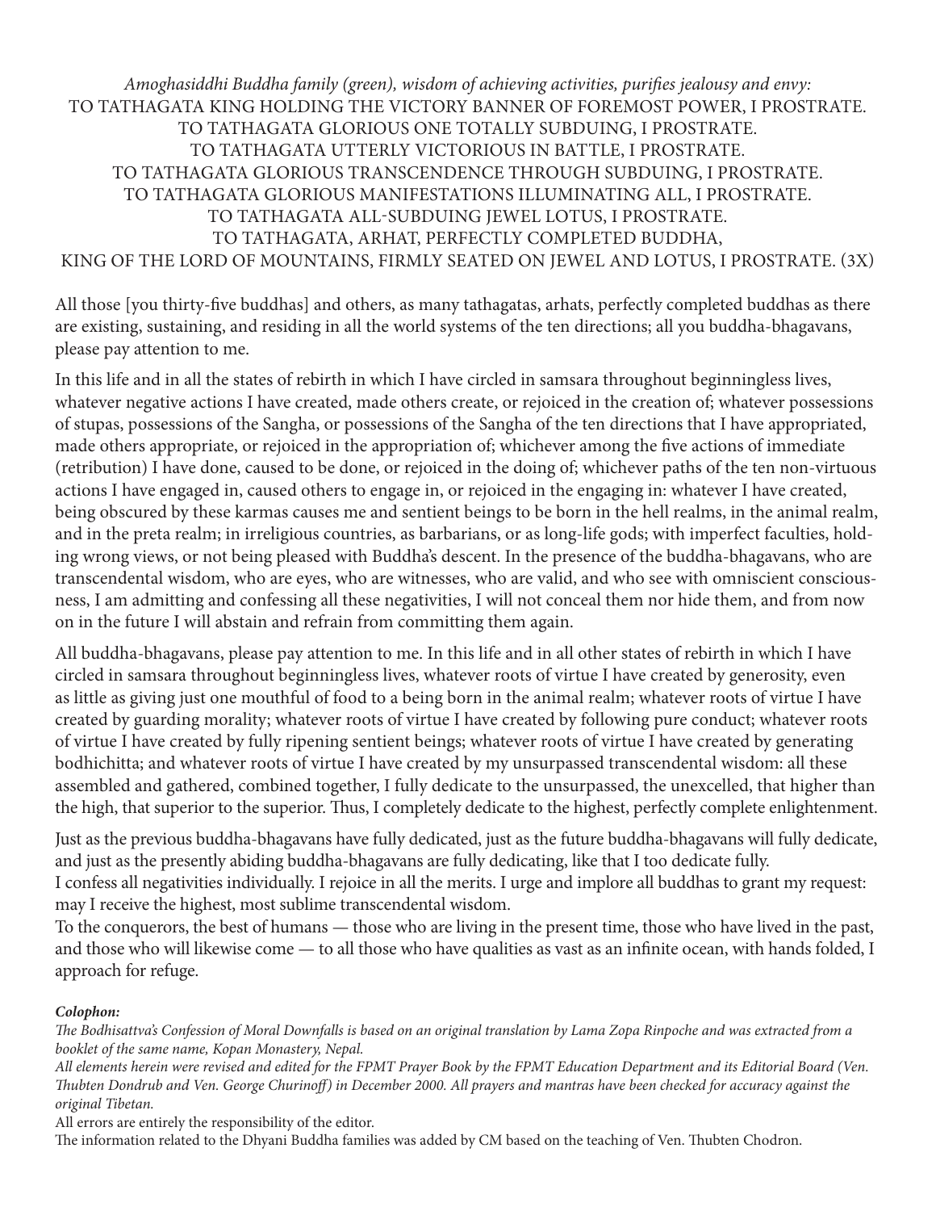*Amoghasiddhi Buddha family (green), wisdom of achieving activities, purifies jealousy and envy:*

TO TATHAGATA KING HOLDING THE VICTORY BANNER OF FOREMOST POWER, I PROSTRATE.
TO TATHAGATA GLORIOUS ONE TOTALLY SUBDUING, I PROSTRATE.
TO TATHAGATA UTTERLY VICTORIOUS IN BATTLE, I PROSTRATE.
TO TATHAGATA GLORIOUS TRANSCENDENCE THROUGH SUBDUING, I PROSTRATE.
TO TATHAGATA GLORIOUS MANIFESTATIONS ILLUMINATING ALL, I PROSTRATE.
TO TATHAGATA ALL-SUBDUING JEWEL LOTUS, I PROSTRATE.
TO TATHAGATA, ARHAT, PERFECTLY COMPLETED BUDDHA,
KING OF THE LORD OF MOUNTAINS, FIRMLY SEATED ON JEWEL AND LOTUS, I PROSTRATE. (3X)

All those [you thirty-five buddhas] and others, as many tathagatas, arhats, perfectly completed buddhas as there are existing, sustaining, and residing in all the world systems of the ten directions; all you buddha-bhagavans, please pay attention to me.

In this life and in all the states of rebirth in which I have circled in samsara throughout beginningless lives, whatever negative actions I have created, made others create, or rejoiced in the creation of; whatever possessions of stupas, possessions of the Sangha, or possessions of the Sangha of the ten directions that I have appropriated, made others appropriate, or rejoiced in the appropriation of; whichever among the five actions of immediate (retribution) I have done, caused to be done, or rejoiced in the doing of; whichever paths of the ten non-virtuous actions I have engaged in, caused others to engage in, or rejoiced in the engaging in: whatever I have created, being obscured by these karmas causes me and sentient beings to be born in the hell realms, in the animal realm, and in the preta realm; in irreligious countries, as barbarians, or as long-life gods; with imperfect faculties, holding wrong views, or not being pleased with Buddha's descent. In the presence of the buddha-bhagavans, who are transcendental wisdom, who are eyes, who are witnesses, who are valid, and who see with omniscient consciousness, I am admitting and confessing all these negativities, I will not conceal them nor hide them, and from now on in the future I will abstain and refrain from committing them again.

All buddha-bhagavans, please pay attention to me. In this life and in all other states of rebirth in which I have circled in samsara throughout beginningless lives, whatever roots of virtue I have created by generosity, even as little as giving just one mouthful of food to a being born in the animal realm; whatever roots of virtue I have created by guarding morality; whatever roots of virtue I have created by following pure conduct; whatever roots of virtue I have created by fully ripening sentient beings; whatever roots of virtue I have created by generating bodhichitta; and whatever roots of virtue I have created by my unsurpassed transcendental wisdom: all these assembled and gathered, combined together, I fully dedicate to the unsurpassed, the unexcelled, that higher than the high, that superior to the superior. Thus, I completely dedicate to the highest, perfectly complete enlightenment.

Just as the previous buddha-bhagavans have fully dedicated, just as the future buddha-bhagavans will fully dedicate, and just as the presently abiding buddha-bhagavans are fully dedicating, like that I too dedicate fully.
I confess all negativities individually. I rejoice in all the merits. I urge and implore all buddhas to grant my request: may I receive the highest, most sublime transcendental wisdom.
To the conquerors, the best of humans — those who are living in the present time, those who have lived in the past, and those who will likewise come — to all those who have qualities as vast as an infinite ocean, with hands folded, I approach for refuge.

***Colophon:***

*The Bodhisattva's Confession of Moral Downfalls is based on an original translation by Lama Zopa Rinpoche and was extracted from a booklet of the same name, Kopan Monastery, Nepal.*

*All elements herein were revised and edited for the FPMT Prayer Book by the FPMT Education Department and its Editorial Board (Ven. Thubten Dondrub and Ven. George Churinoff) in December 2000. All prayers and mantras have been checked for accuracy against the original Tibetan.*

All errors are entirely the responsibility of the editor.

The information related to the Dhyani Buddha families was added by CM based on the teaching of Ven. Thubten Chodron.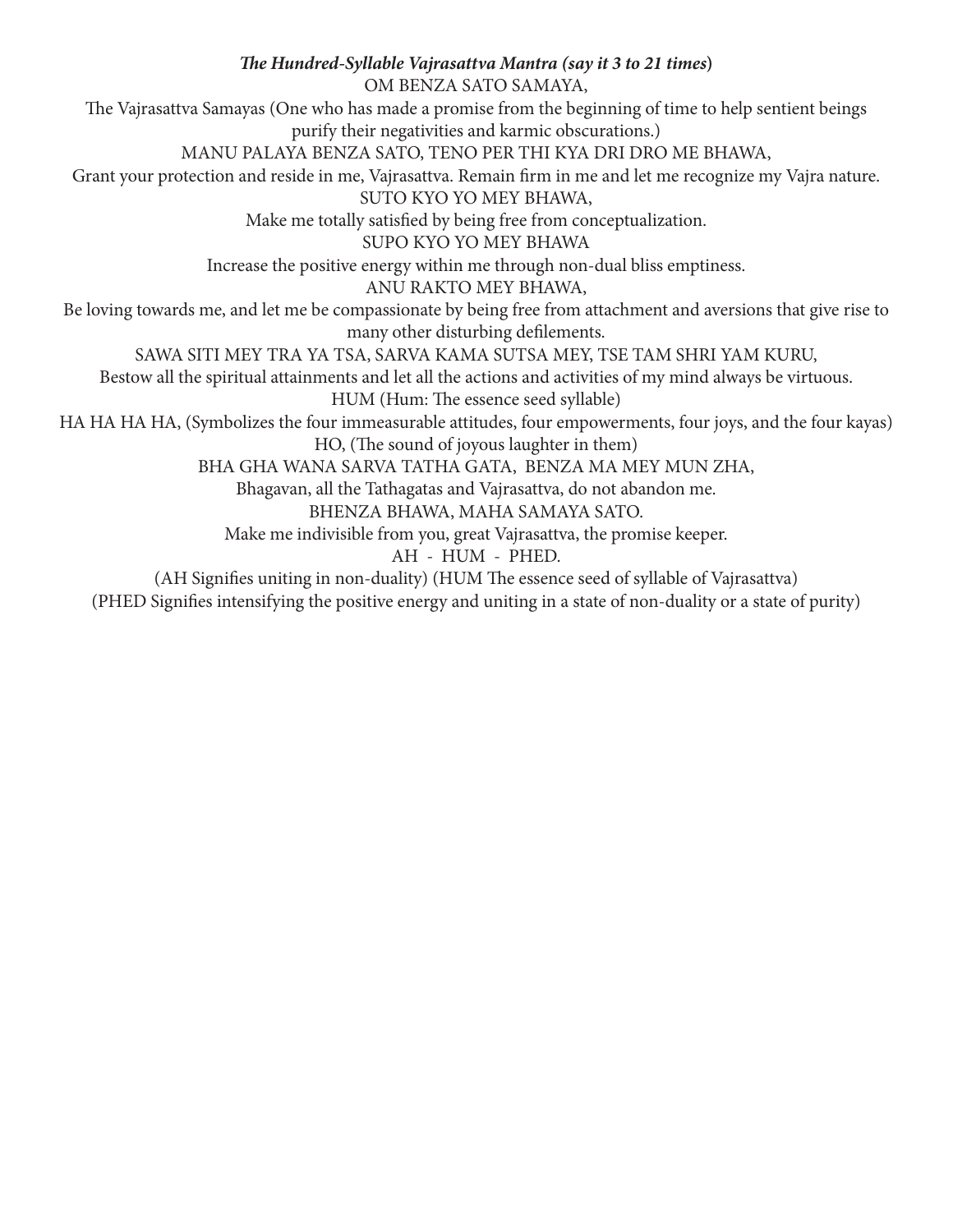***The Hundred-Syllable Vajrasattva Mantra (say it 3 to 21 times)***

OM BENZA SATO SAMAYA,

The Vajrasattva Samayas (One who has made a promise from the beginning of time to help sentient beings purify their negativities and karmic obscurations.)

MANU PALAYA BENZA SATO, TENO PER THI KYA DRI DRO ME BHAWA,

Grant your protection and reside in me, Vajrasattva. Remain firm in me and let me recognize my Vajra nature.

SUTO KYO YO MEY BHAWA,

Make me totally satisfied by being free from conceptualization.

SUPO KYO YO MEY BHAWA

Increase the positive energy within me through non-dual bliss emptiness.

ANU RAKTO MEY BHAWA,

Be loving towards me, and let me be compassionate by being free from attachment and aversions that give rise to many other disturbing defilements.

SAWA SITI MEY TRA YA TSA, SARVA KAMA SUTSA MEY, TSE TAM SHRI YAM KURU,

Bestow all the spiritual attainments and let all the actions and activities of my mind always be virtuous.

HUM (Hum: The essence seed syllable)

HA HA HA HA, (Symbolizes the four immeasurable attitudes, four empowerments, four joys, and the four kayas)

HO, (The sound of joyous laughter in them)

BHA GHA WANA SARVA TATHA GATA, BENZA MA MEY MUN ZHA,

Bhagavan, all the Tathagatas and Vajrasattva, do not abandon me.

BHENZA BHAWA, MAHA SAMAYA SATO.

Make me indivisible from you, great Vajrasattva, the promise keeper.

AH - HUM - PHED.

(AH Signifies uniting in non-duality) (HUM The essence seed of syllable of Vajrasattva)

(PHED Signifies intensifying the positive energy and uniting in a state of non-duality or a state of purity)